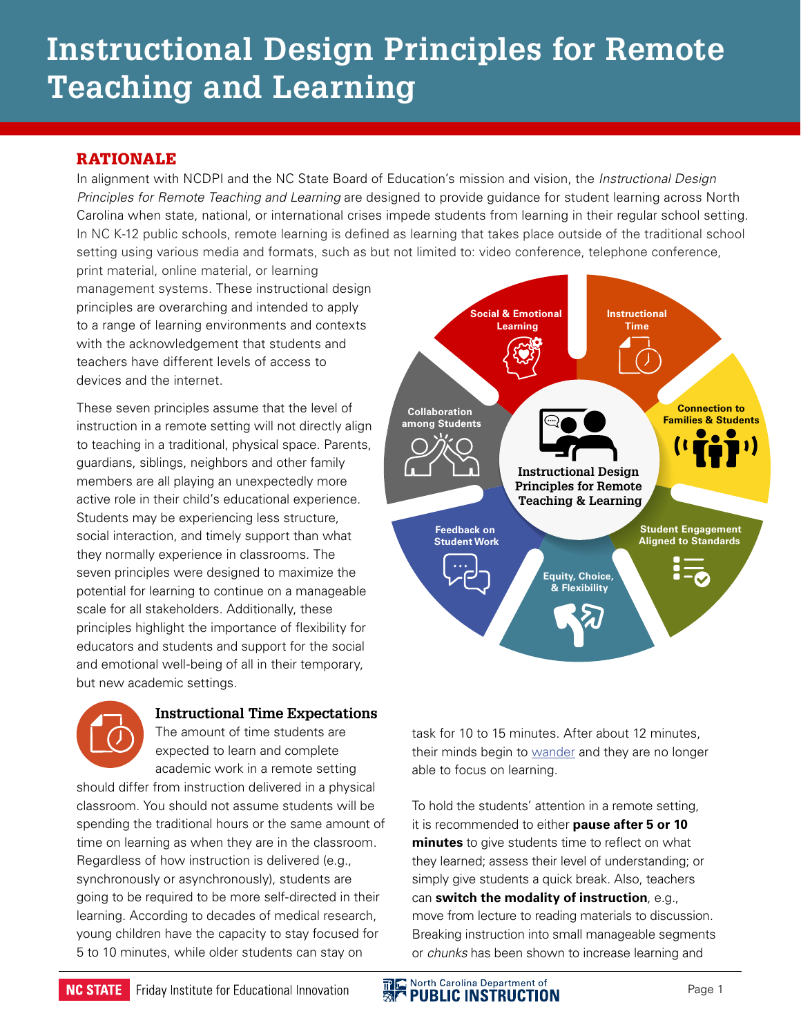# Instructional Design Principles for Remote Teaching and Learning

## RATIONALE

In alignment with NCDPI and the NC State Board of Education's mission and vision, the *Instructional Design Principles for Remote Teaching and Learning* are designed to provide guidance for student learning across North Carolina when state, national, or international crises impede students from learning in their regular school setting. In NC K-12 public schools, remote learning is defined as learning that takes place outside of the traditional school setting using various media and formats, such as but not limited to: video conference, telephone conference, print material, online material, or learning management systems. These instructional design principles are overarching and intended to apply to a range of learning environments and contexts with the acknowledgement that students and teachers have different levels of access to devices and the internet.

These seven principles assume that the level of instruction in a remote setting will not directly align to teaching in a traditional, physical space. Parents, guardians, siblings, neighbors and other family members are all playing an unexpectedly more active role in their child's educational experience. Students may be experiencing less structure, social interaction, and timely support than what they normally experience in classrooms. The seven principles were designed to maximize the potential for learning to continue on a manageable scale for all stakeholders. Additionally, these principles highlight the importance of flexibility for educators and students and support for the social and emotional well-being of all in their temporary, but new academic settings.

**Instructional Design Principles for Remote Teaching & Learning**

- Social & Emotional Learning
- Instructional Time
- Connection to Families & Students
- Student Engagement Aligned to Standards
- Equity, Choice, & Flexibility
- Feedback on Student Work
- Collaboration among Students

### Instructional Time Expectations

The amount of time students are expected to learn and complete academic work in a remote setting should differ from instruction delivered in a physical classroom. You should not assume students will be spending the traditional hours or the same amount of time on learning as when they are in the classroom. Regardless of how instruction is delivered (e.g., synchronously or asynchronously), students are going to be required to be more self-directed in their learning. According to decades of medical research, young children have the capacity to stay focused for 5 to 10 minutes, while older students can stay on task for 10 to 15 minutes. After about 12 minutes, their minds begin to wander and they are no longer able to focus on learning.

To hold the students' attention in a remote setting, it is recommended to either **pause after 5 or 10 minutes** to give students time to reflect on what they learned; assess their level of understanding; or simply give students a quick break. Also, teachers can **switch the modality of instruction**, e.g., move from lecture to reading materials to discussion. Breaking instruction into small manageable segments or *chunks* has been shown to increase learning and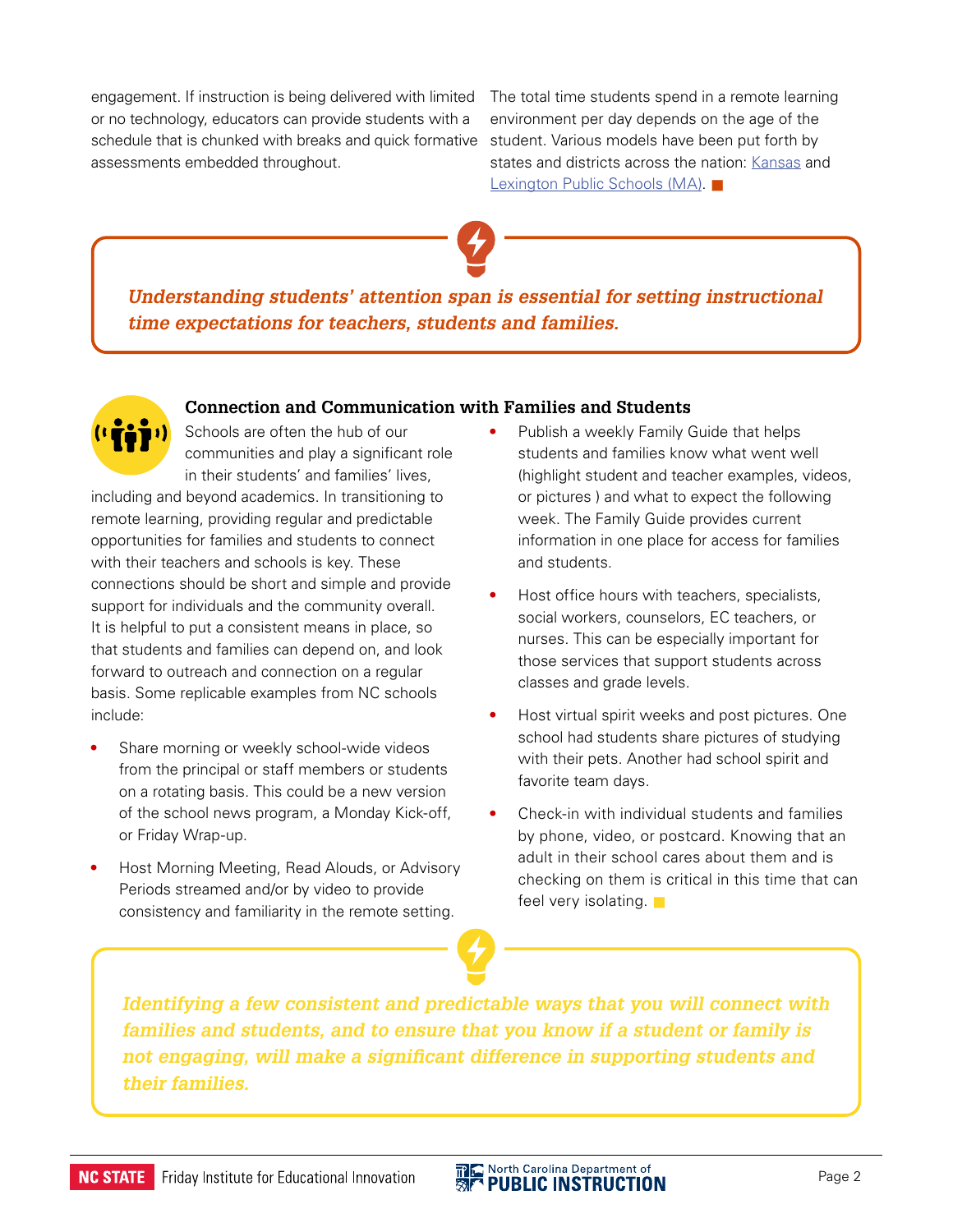engagement. If instruction is being delivered with limited or no technology, educators can provide students with a schedule that is chunked with breaks and quick formative assessments embedded throughout.

The total time students spend in a remote learning environment per day depends on the age of the student. Various models have been put forth by states and districts across the nation: Kansas and Lexington Public Schools (MA).

> ***Understanding students' attention span is essential for setting instructional time expectations for teachers, students and families.***

### Connection and Communication with Families and Students

Schools are often the hub of our communities and play a significant role in their students' and families' lives, including and beyond academics. In transitioning to remote learning, providing regular and predictable opportunities for families and students to connect with their teachers and schools is key. These connections should be short and simple and provide support for individuals and the community overall. It is helpful to put a consistent means in place, so that students and families can depend on, and look forward to outreach and connection on a regular basis. Some replicable examples from NC schools include:

- Share morning or weekly school-wide videos from the principal or staff members or students on a rotating basis. This could be a new version of the school news program, a Monday Kick-off, or Friday Wrap-up.
- Host Morning Meeting, Read Alouds, or Advisory Periods streamed and/or by video to provide consistency and familiarity in the remote setting.
- Publish a weekly Family Guide that helps students and families know what went well (highlight student and teacher examples, videos, or pictures ) and what to expect the following week. The Family Guide provides current information in one place for access for families and students.
- Host office hours with teachers, specialists, social workers, counselors, EC teachers, or nurses. This can be especially important for those services that support students across classes and grade levels.
- Host virtual spirit weeks and post pictures. One school had students share pictures of studying with their pets. Another had school spirit and favorite team days.
- Check-in with individual students and families by phone, video, or postcard. Knowing that an adult in their school cares about them and is checking on them is critical in this time that can feel very isolating.

> ***Identifying a few consistent and predictable ways that you will connect with families and students, and to ensure that you know if a student or family is not engaging, will make a significant difference in supporting students and their families.***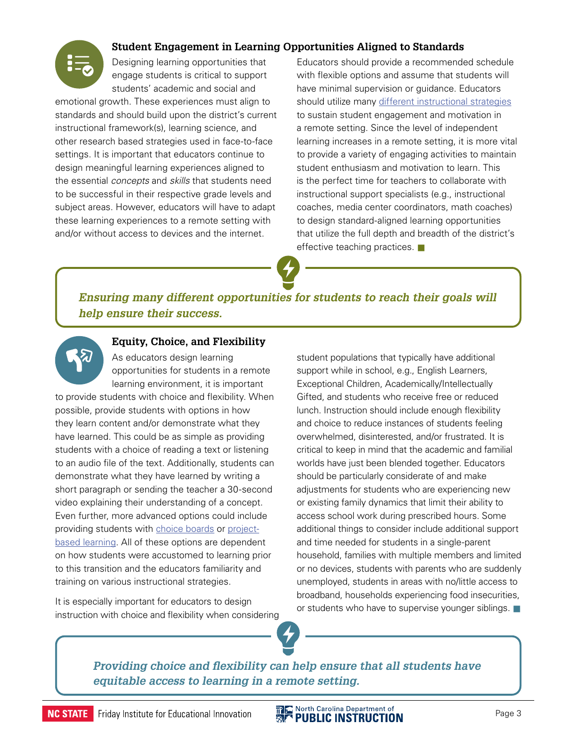## Student Engagement in Learning Opportunities Aligned to Standards

Designing learning opportunities that engage students is critical to support students' academic and social and emotional growth. These experiences must align to standards and should build upon the district's current instructional framework(s), learning science, and other research based strategies used in face-to-face settings. It is important that educators continue to design meaningful learning experiences aligned to the essential *concepts* and *skills* that students need to be successful in their respective grade levels and subject areas. However, educators will have to adapt these learning experiences to a remote setting with and/or without access to devices and the internet.

Educators should provide a recommended schedule with flexible options and assume that students will have minimal supervision or guidance. Educators should utilize many different instructional strategies to sustain student engagement and motivation in a remote setting. Since the level of independent learning increases in a remote setting, it is more vital to provide a variety of engaging activities to maintain student enthusiasm and motivation to learn. This is the perfect time for teachers to collaborate with instructional support specialists (e.g., instructional coaches, media center coordinators, math coaches) to design standard-aligned learning opportunities that utilize the full depth and breadth of the district's effective teaching practices.

> ***Ensuring many different opportunities for students to reach their goals will help ensure their success.***

## Equity, Choice, and Flexibility

As educators design learning opportunities for students in a remote learning environment, it is important to provide students with choice and flexibility. When possible, provide students with options in how they learn content and/or demonstrate what they have learned. This could be as simple as providing students with a choice of reading a text or listening to an audio file of the text. Additionally, students can demonstrate what they have learned by writing a short paragraph or sending the teacher a 30-second video explaining their understanding of a concept. Even further, more advanced options could include providing students with choice boards or project-based learning. All of these options are dependent on how students were accustomed to learning prior to this transition and the educators familiarity and training on various instructional strategies.

It is especially important for educators to design instruction with choice and flexibility when considering student populations that typically have additional support while in school, e.g., English Learners, Exceptional Children, Academically/Intellectually Gifted, and students who receive free or reduced lunch. Instruction should include enough flexibility and choice to reduce instances of students feeling overwhelmed, disinterested, and/or frustrated. It is critical to keep in mind that the academic and familial worlds have just been blended together. Educators should be particularly considerate of and make adjustments for students who are experiencing new or existing family dynamics that limit their ability to access school work during prescribed hours. Some additional things to consider include additional support and time needed for students in a single-parent household, families with multiple members and limited or no devices, students with parents who are suddenly unemployed, students in areas with no/little access to broadband, households experiencing food insecurities, or students who have to supervise younger siblings.

> ***Providing choice and flexibility can help ensure that all students have equitable access to learning in a remote setting.***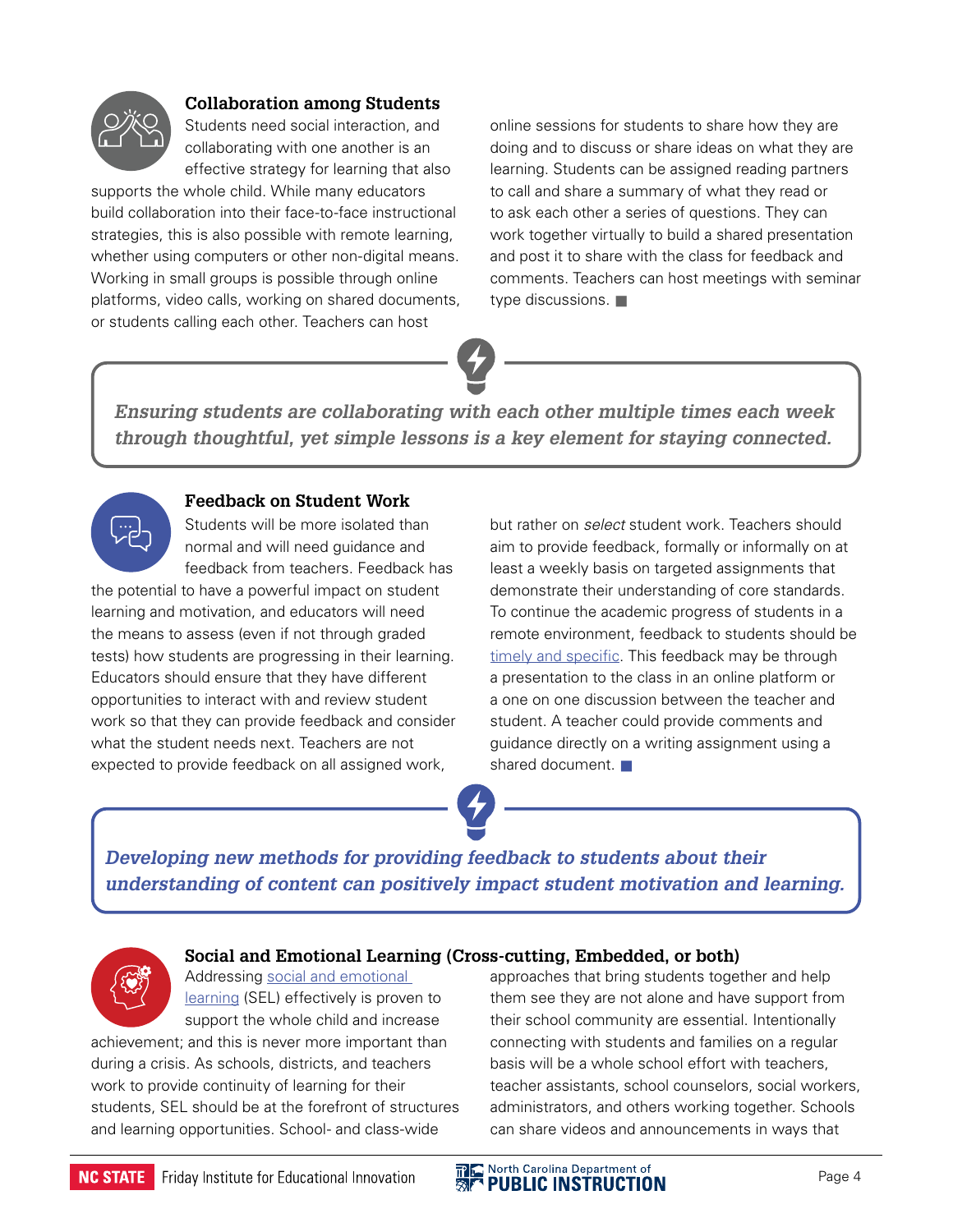### Collaboration among Students

Students need social interaction, and collaborating with one another is an effective strategy for learning that also supports the whole child. While many educators build collaboration into their face-to-face instructional strategies, this is also possible with remote learning, whether using computers or other non-digital means. Working in small groups is possible through online platforms, video calls, working on shared documents, or students calling each other. Teachers can host online sessions for students to share how they are doing and to discuss or share ideas on what they are learning. Students can be assigned reading partners to call and share a summary of what they read or to ask each other a series of questions. They can work together virtually to build a shared presentation and post it to share with the class for feedback and comments. Teachers can host meetings with seminar type discussions. ■

> ***Ensuring students are collaborating with each other multiple times each week through thoughtful, yet simple lessons is a key element for staying connected.***

### Feedback on Student Work

Students will be more isolated than normal and will need guidance and feedback from teachers. Feedback has the potential to have a powerful impact on student learning and motivation, and educators will need the means to assess (even if not through graded tests) how students are progressing in their learning. Educators should ensure that they have different opportunities to interact with and review student work so that they can provide feedback and consider what the student needs next. Teachers are not expected to provide feedback on all assigned work, but rather on *select* student work. Teachers should aim to provide feedback, formally or informally on at least a weekly basis on targeted assignments that demonstrate their understanding of core standards. To continue the academic progress of students in a remote environment, feedback to students should be timely and specific. This feedback may be through a presentation to the class in an online platform or a one on one discussion between the teacher and student. A teacher could provide comments and guidance directly on a writing assignment using a shared document. ■

> ***Developing new methods for providing feedback to students about their understanding of content can positively impact student motivation and learning.***

### Social and Emotional Learning (Cross-cutting, Embedded, or both)

Addressing social and emotional learning (SEL) effectively is proven to support the whole child and increase achievement; and this is never more important than during a crisis. As schools, districts, and teachers work to provide continuity of learning for their students, SEL should be at the forefront of structures and learning opportunities. School- and class-wide approaches that bring students together and help them see they are not alone and have support from their school community are essential. Intentionally connecting with students and families on a regular basis will be a whole school effort with teachers, teacher assistants, school counselors, social workers, administrators, and others working together. Schools can share videos and announcements in ways that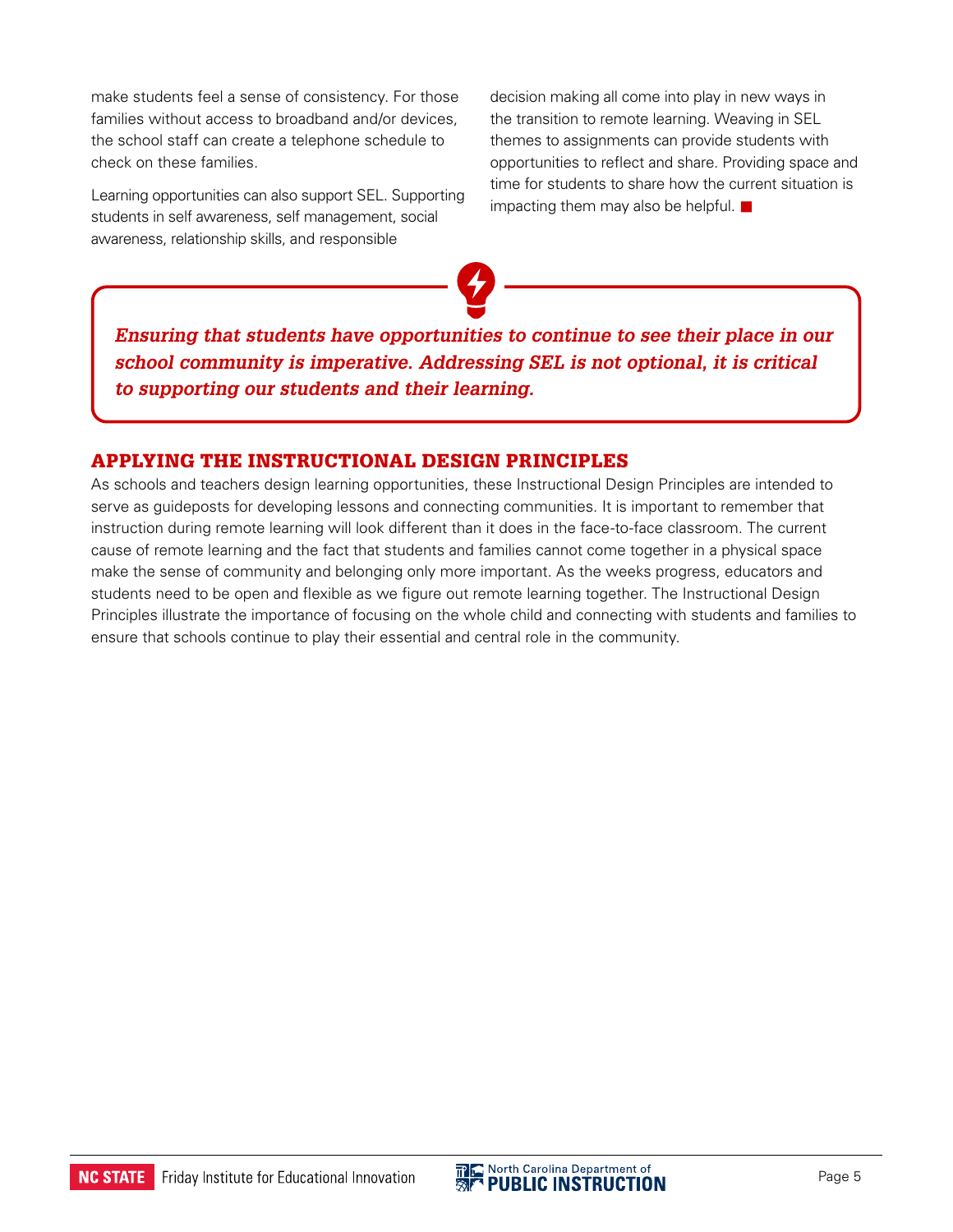make students feel a sense of consistency. For those families without access to broadband and/or devices, the school staff can create a telephone schedule to check on these families.

Learning opportunities can also support SEL. Supporting students in self awareness, self management, social awareness, relationship skills, and responsible decision making all come into play in new ways in the transition to remote learning. Weaving in SEL themes to assignments can provide students with opportunities to reflect and share. Providing space and time for students to share how the current situation is impacting them may also be helpful.

> ***Ensuring that students have opportunities to continue to see their place in our school community is imperative. Addressing SEL is not optional, it is critical to supporting our students and their learning.***

## APPLYING THE INSTRUCTIONAL DESIGN PRINCIPLES

As schools and teachers design learning opportunities, these Instructional Design Principles are intended to serve as guideposts for developing lessons and connecting communities. It is important to remember that instruction during remote learning will look different than it does in the face-to-face classroom. The current cause of remote learning and the fact that students and families cannot come together in a physical space make the sense of community and belonging only more important. As the weeks progress, educators and students need to be open and flexible as we figure out remote learning together. The Instructional Design Principles illustrate the importance of focusing on the whole child and connecting with students and families to ensure that schools continue to play their essential and central role in the community.